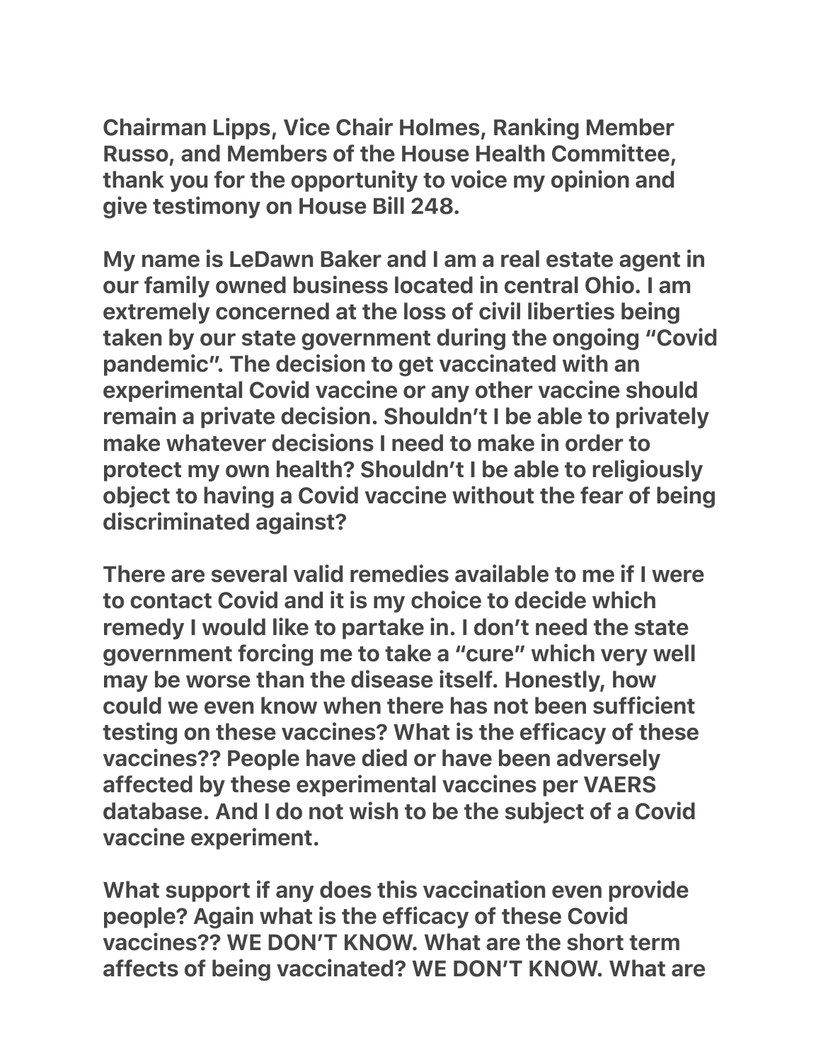**Chairman Lipps, Vice Chair Holmes, Ranking Member Russo, and Members of the House Health Committee, thank you for the opportunity to voice my opinion and give testimony on House Bill 248.**

**My name is LeDawn Baker and I am a real estate agent in our family owned business located in central Ohio. I am extremely concerned at the loss of civil liberties being taken by our state government during the ongoing "Covid pandemic". The decision to get vaccinated with an experimental Covid vaccine or any other vaccine should remain a private decision. Shouldn't I be able to privately make whatever decisions I need to make in order to protect my own health? Shouldn't I be able to religiously object to having a Covid vaccine without the fear of being discriminated against?**

**There are several valid remedies available to me if I were to contact Covid and it is my choice to decide which remedy I would like to partake in. I don't need the state government forcing me to take a "cure" which very well may be worse than the disease itself. Honestly, how could we even know when there has not been sufficient testing on these vaccines? What is the efficacy of these vaccines?? People have died or have been adversely affected by these experimental vaccines per VAERS database. And I do not wish to be the subject of a Covid vaccine experiment.**

**What support if any does this vaccination even provide people? Again what is the efficacy of these Covid vaccines?? WE DON'T KNOW. What are the short term affects of being vaccinated? WE DON'T KNOW. What are**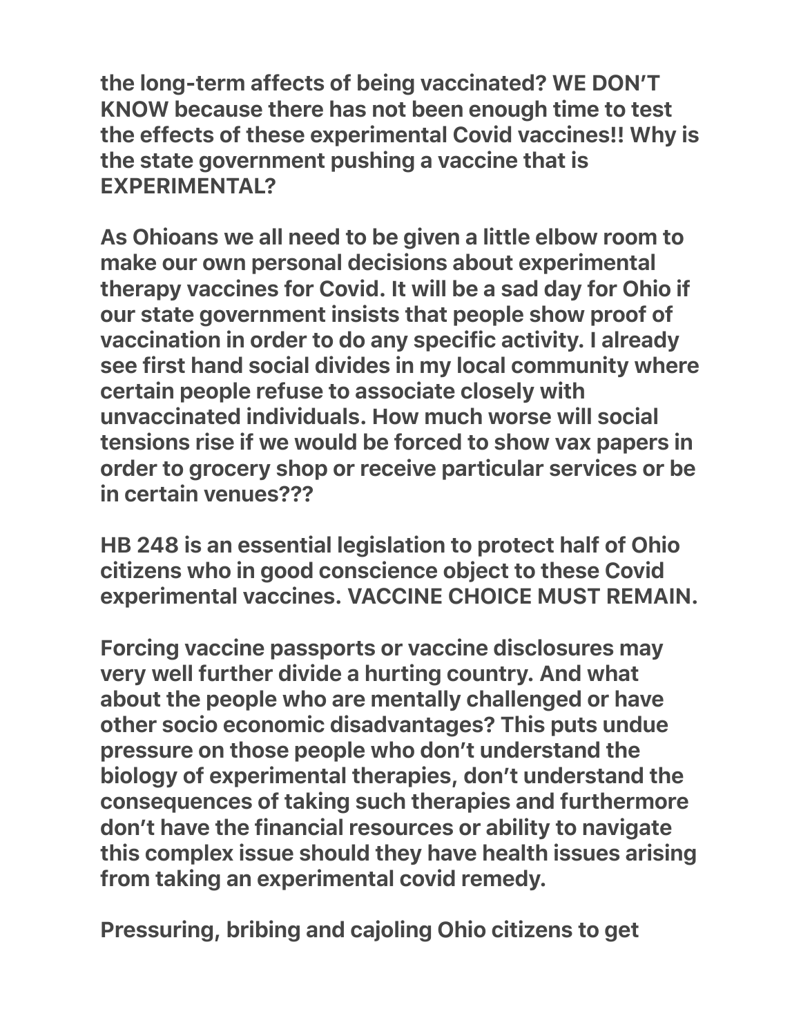**the long-term affects of being vaccinated? WE DON'T KNOW because there has not been enough time to test the effects of these experimental Covid vaccines!! Why is the state government pushing a vaccine that is EXPERIMENTAL?**

**As Ohioans we all need to be given a little elbow room to make our own personal decisions about experimental therapy vaccines for Covid. It will be a sad day for Ohio if our state government insists that people show proof of vaccination in order to do any specific activity. I already see first hand social divides in my local community where certain people refuse to associate closely with unvaccinated individuals. How much worse will social tensions rise if we would be forced to show vax papers in order to grocery shop or receive particular services or be in certain venues???**

**HB 248 is an essential legislation to protect half of Ohio citizens who in good conscience object to these Covid experimental vaccines. VACCINE CHOICE MUST REMAIN.**

**Forcing vaccine passports or vaccine disclosures may very well further divide a hurting country. And what about the people who are mentally challenged or have other socio economic disadvantages? This puts undue pressure on those people who don't understand the biology of experimental therapies, don't understand the consequences of taking such therapies and furthermore don't have the financial resources or ability to navigate this complex issue should they have health issues arising from taking an experimental covid remedy.**

**Pressuring, bribing and cajoling Ohio citizens to get**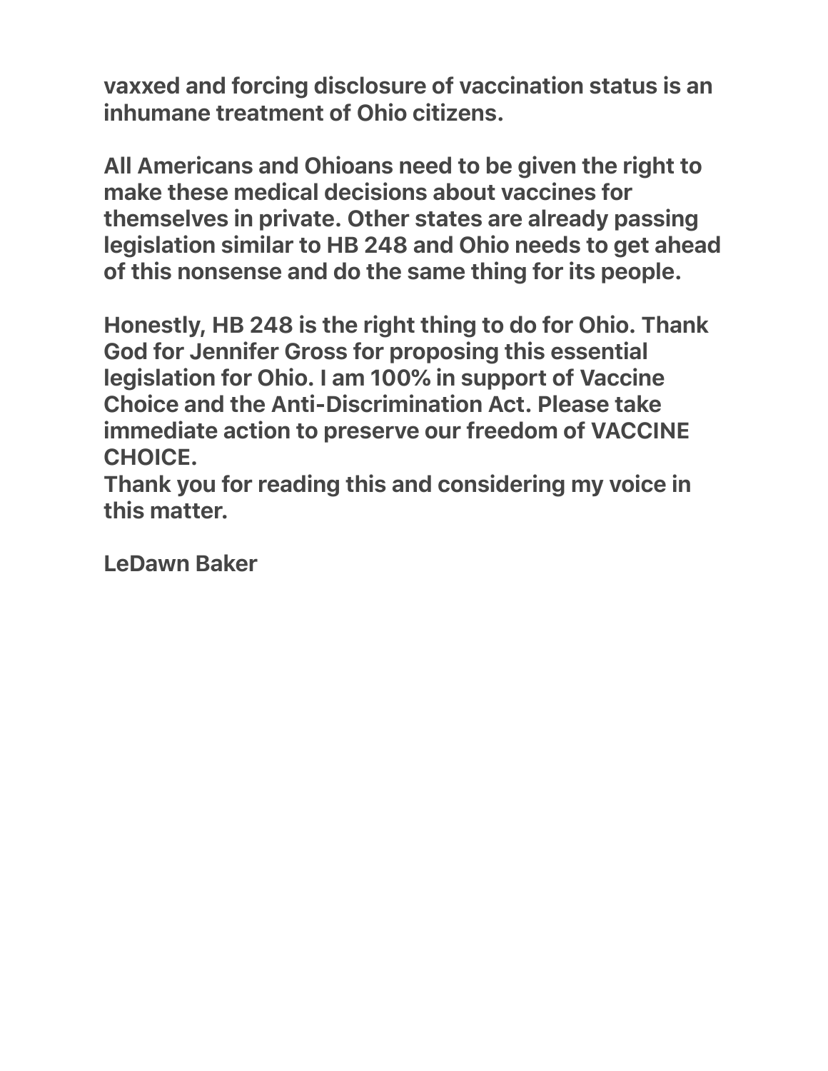**vaxxed and forcing disclosure of vaccination status is an inhumane treatment of Ohio citizens.**

**All Americans and Ohioans need to be given the right to make these medical decisions about vaccines for themselves in private. Other states are already passing legislation similar to HB 248 and Ohio needs to get ahead of this nonsense and do the same thing for its people.**

**Honestly, HB 248 is the right thing to do for Ohio. Thank God for Jennifer Gross for proposing this essential legislation for Ohio. I am 100% in support of Vaccine Choice and the Anti-Discrimination Act. Please take immediate action to preserve our freedom of VACCINE CHOICE.**
**Thank you for reading this and considering my voice in this matter.**

**LeDawn Baker**